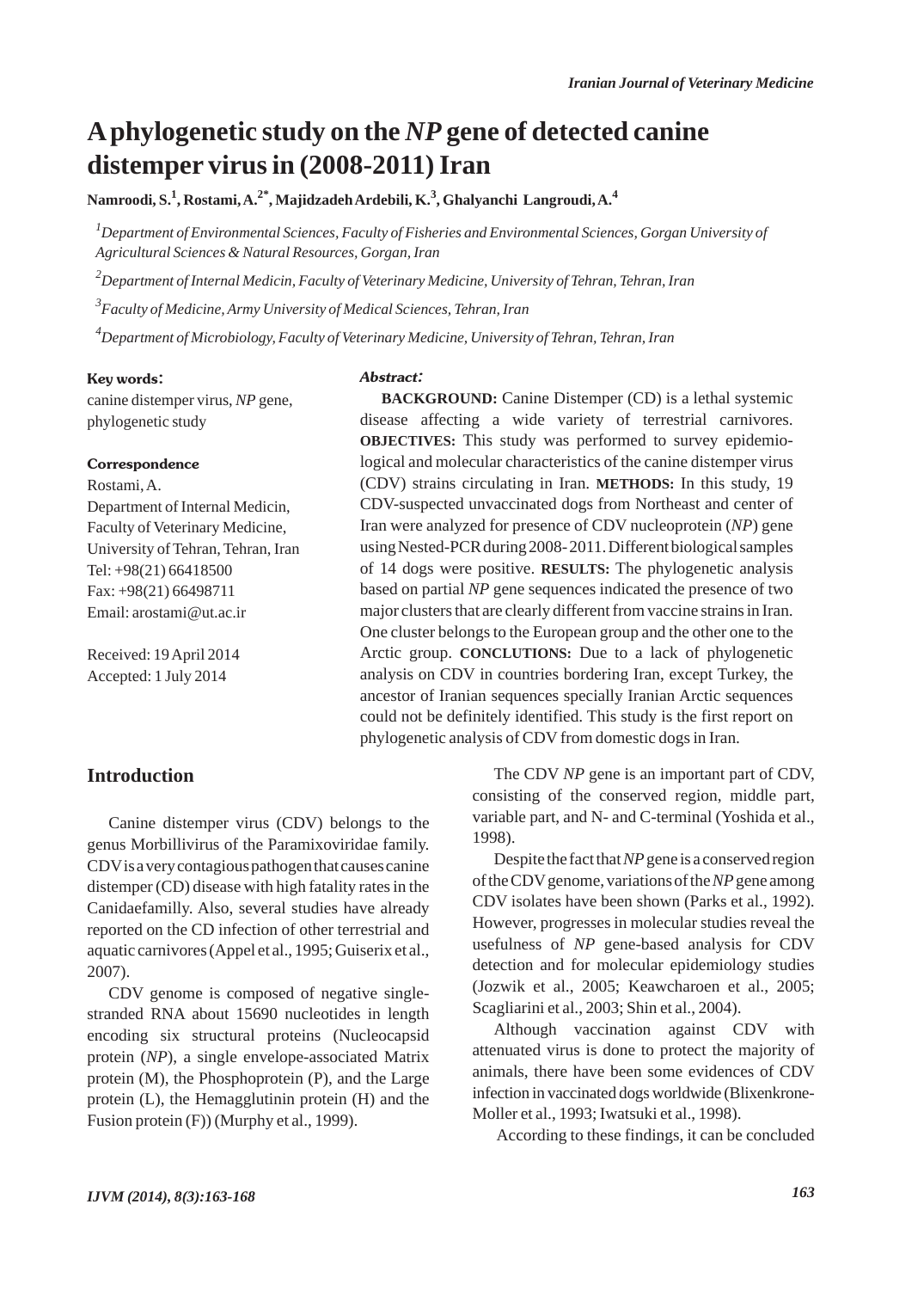# A phylogenetic study on the *NP* gene of detected canine distemper virus in (2008-2011) Iran

**Namroodi, S.[1], Rostami, A.[2*], Majidzadeh Ardebili, K.[3], Ghalyanchi Langroudi, A.[4]**

*[1]Department of Environmental Sciences, Faculty of Fisheries and Environmental Sciences, Gorgan University of Agricultural Sciences & Natural Resources, Gorgan, Iran*

*[2]Department of Internal Medicin, Faculty of Veterinary Medicine, University of Tehran, Tehran, Iran*

*[3]Faculty of Medicine, Army University of Medical Sciences, Tehran, Iran*

*[4]Department of Microbiology, Faculty of Veterinary Medicine, University of Tehran, Tehran, Iran*

**Key words:**

canine distemper virus, *NP* gene, phylogenetic study

**Correspondence**

Rostami, A.
Department of Internal Medicin, Faculty of Veterinary Medicine, University of Tehran, Tehran, Iran
Tel: +98(21) 66418500
Fax: +98(21) 66498711
Email: arostami@ut.ac.ir

Received: 19 April 2014
Accepted: 1 July 2014

***Abstract:***

**BACKGROUND:** Canine Distemper (CD) is a lethal systemic disease affecting a wide variety of terrestrial carnivores. **OBJECTIVES:** This study was performed to survey epidemiological and molecular characteristics of the canine distemper virus (CDV) strains circulating in Iran. **METHODS:** In this study, 19 CDV-suspected unvaccinated dogs from Northeast and center of Iran were analyzed for presence of CDV nucleoprotein (*NP*) gene using Nested-PCR during 2008-2011. Different biological samples of 14 dogs were positive. **RESULTS:** The phylogenetic analysis based on partial *NP* gene sequences indicated the presence of two major clusters that are clearly different from vaccine strains in Iran. One cluster belongs to the European group and the other one to the Arctic group. **CONCLUTIONS:** Due to a lack of phylogenetic analysis on CDV in countries bordering Iran, except Turkey, the ancestor of Iranian sequences specially Iranian Arctic sequences could not be definitely identified. This study is the first report on phylogenetic analysis of CDV from domestic dogs in Iran.

## Introduction

Canine distemper virus (CDV) belongs to the genus Morbillivirus of the Paramixoviridae family. CDV is a very contagious pathogen that causes canine distemper (CD) disease with high fatality rates in the Canidaefamilly. Also, several studies have already reported on the CD infection of other terrestrial and aquatic carnivores (Appel et al., 1995; Guiserix et al., 2007).

CDV genome is composed of negative single-stranded RNA about 15690 nucleotides in length encoding six structural proteins (Nucleocapsid protein (*NP*), a single envelope-associated Matrix protein (M), the Phosphoprotein (P), and the Large protein (L), the Hemagglutinin protein (H) and the Fusion protein (F)) (Murphy et al., 1999).

The CDV *NP* gene is an important part of CDV, consisting of the conserved region, middle part, variable part, and N- and C-terminal (Yoshida et al., 1998).

Despite the fact that *NP* gene is a conserved region of the CDV genome, variations of the *NP* gene among CDV isolates have been shown (Parks et al., 1992). However, progresses in molecular studies reveal the usefulness of *NP* gene-based analysis for CDV detection and for molecular epidemiology studies (Jozwik et al., 2005; Keawcharoen et al., 2005; Scagliarini et al., 2003; Shin et al., 2004).

Although vaccination against CDV with attenuated virus is done to protect the majority of animals, there have been some evidences of CDV infection in vaccinated dogs worldwide (Blixenkrone-Moller et al., 1993; Iwatsuki et al., 1998).

According to these findings, it can be concluded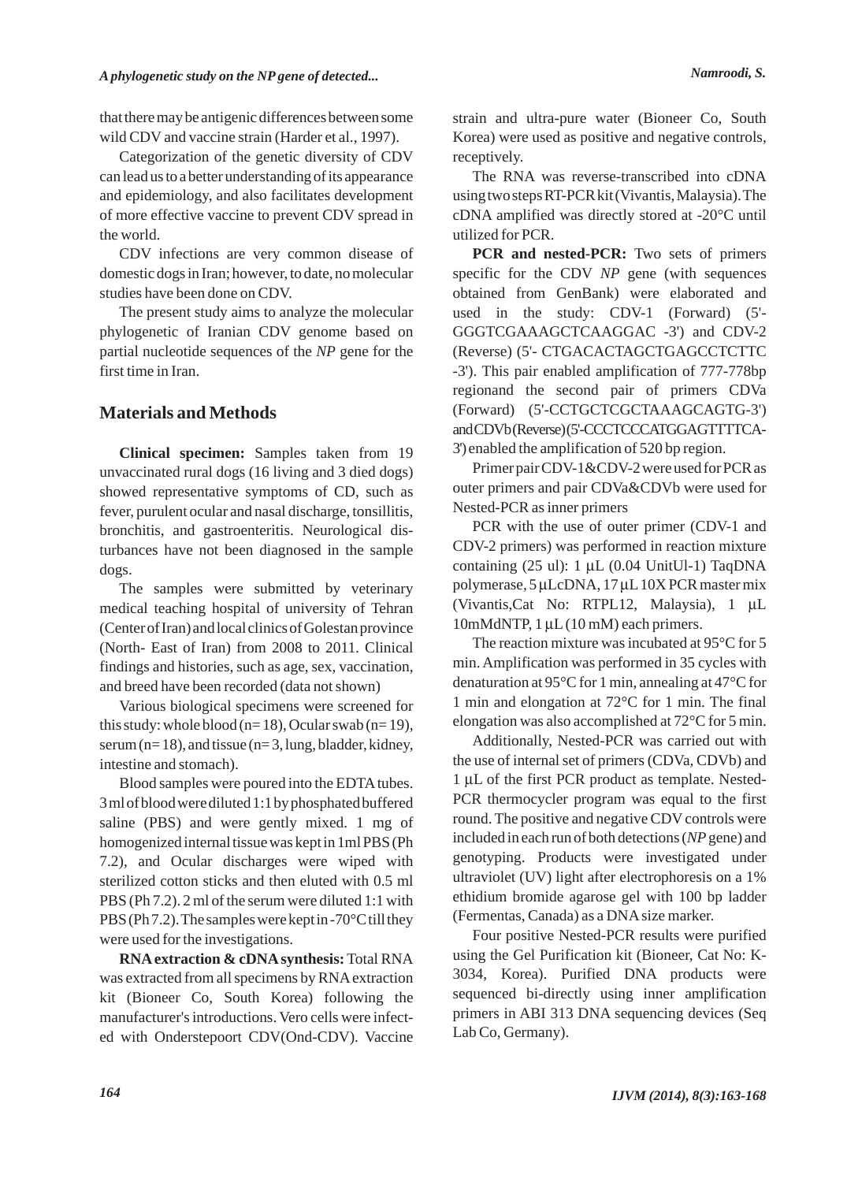that there may be antigenic differences between some wild CDV and vaccine strain (Harder et al., 1997).

Categorization of the genetic diversity of CDV can lead us to a better understanding of its appearance and epidemiology, and also facilitates development of more effective vaccine to prevent CDV spread in the world.

CDV infections are very common disease of domestic dogs in Iran; however, to date, no molecular studies have been done on CDV.

The present study aims to analyze the molecular phylogenetic of Iranian CDV genome based on partial nucleotide sequences of the *NP* gene for the first time in Iran.

## Materials and Methods

**Clinical specimen:** Samples taken from 19 unvaccinated rural dogs (16 living and 3 died dogs) showed representative symptoms of CD, such as fever, purulent ocular and nasal discharge, tonsillitis, bronchitis, and gastroenteritis. Neurological disturbances have not been diagnosed in the sample dogs.

The samples were submitted by veterinary medical teaching hospital of university of Tehran (Center of Iran) and local clinics of Golestan province (North- East of Iran) from 2008 to 2011. Clinical findings and histories, such as age, sex, vaccination, and breed have been recorded (data not shown)

Various biological specimens were screened for this study: whole blood (n= 18), Ocular swab (n= 19), serum (n= 18), and tissue (n= 3, lung, bladder, kidney, intestine and stomach).

Blood samples were poured into the EDTA tubes. 3 ml of blood were diluted 1:1 by phosphated buffered saline (PBS) and were gently mixed. 1 mg of homogenized internal tissue was kept in 1ml PBS (Ph 7.2), and Ocular discharges were wiped with sterilized cotton sticks and then eluted with 0.5 ml PBS (Ph 7.2). 2 ml of the serum were diluted 1:1 with PBS (Ph 7.2). The samples were kept in -70°C till they were used for the investigations.

**RNA extraction & cDNA synthesis:** Total RNA was extracted from all specimens by RNA extraction kit (Bioneer Co, South Korea) following the manufacturer's introductions. Vero cells were infected with Onderstepoort CDV(Ond-CDV). Vaccine strain and ultra-pure water (Bioneer Co, South Korea) were used as positive and negative controls, receptively.

The RNA was reverse-transcribed into cDNA using two steps RT-PCR kit (Vivantis, Malaysia). The cDNA amplified was directly stored at -20°C until utilized for PCR.

**PCR and nested-PCR:** Two sets of primers specific for the CDV *NP* gene (with sequences obtained from GenBank) were elaborated and used in the study: CDV-1 (Forward) (5'-GGGTCGAAAGCTCAAGGAC -3') and CDV-2 (Reverse) (5'- CTGACACTAGCTGAGCCTCTTC -3'). This pair enabled amplification of 777-778bp regionand the second pair of primers CDVa (Forward) (5'-CCTGCTCGCTAAAGCAGTG-3') and CDVb (Reverse) (5'-CCCTCCCATGGAGTTTTCA-3') enabled the amplification of 520 bp region.

Primer pair CDV-1&CDV-2 were used for PCR as outer primers and pair CDVa&CDVb were used for Nested-PCR as inner primers

PCR with the use of outer primer (CDV-1 and CDV-2 primers) was performed in reaction mixture containing (25 ul): 1 µL (0.04 UnitUl-1) TaqDNA polymerase, 5 µLcDNA, 17 µL 10X PCR master mix (Vivantis,Cat No: RTPL12, Malaysia), 1 µL 10mMdNTP, 1 µL (10 mM) each primers.

The reaction mixture was incubated at 95°C for 5 min. Amplification was performed in 35 cycles with denaturation at 95°C for 1 min, annealing at 47°C for 1 min and elongation at 72°C for 1 min. The final elongation was also accomplished at 72°C for 5 min.

Additionally, Nested-PCR was carried out with the use of internal set of primers (CDVa, CDVb) and 1 µL of the first PCR product as template. Nested-PCR thermocycler program was equal to the first round. The positive and negative CDV controls were included in each run of both detections (*NP* gene) and genotyping. Products were investigated under ultraviolet (UV) light after electrophoresis on a 1% ethidium bromide agarose gel with 100 bp ladder (Fermentas, Canada) as a DNA size marker.

Four positive Nested-PCR results were purified using the Gel Purification kit (Bioneer, Cat No: K-3034, Korea). Purified DNA products were sequenced bi-directly using inner amplification primers in ABI 313 DNA sequencing devices (Seq Lab Co, Germany).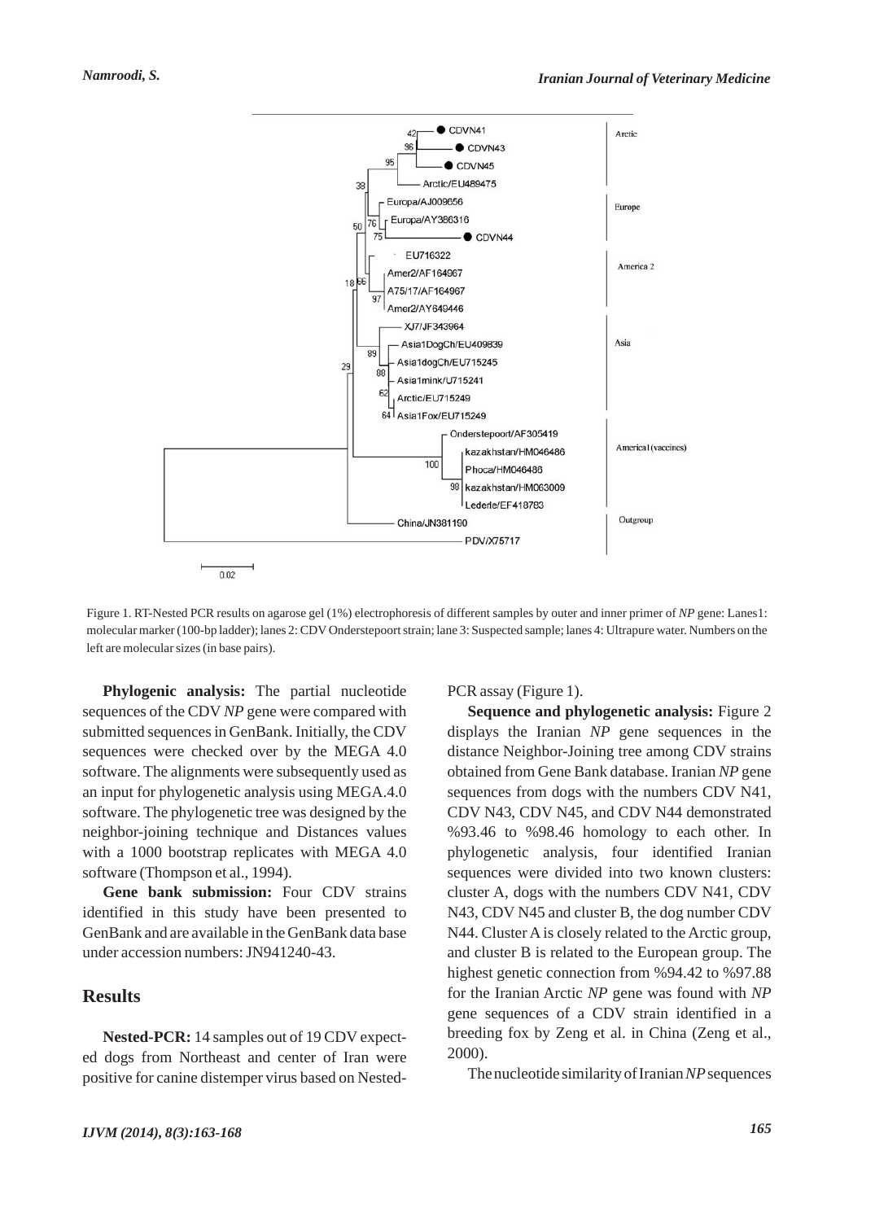Figure 1. RT-Nested PCR results on agarose gel (1%) electrophoresis of different samples by outer and inner primer of *NP* gene: Lanes1: molecular marker (100-bp ladder); lanes 2: CDV Onderstepoort strain; lane 3: Suspected sample; lanes 4: Ultrapure water. Numbers on the left are molecular sizes (in base pairs).

**Phylogenic analysis:** The partial nucleotide sequences of the CDV *NP* gene were compared with submitted sequences in GenBank. Initially, the CDV sequences were checked over by the MEGA 4.0 software. The alignments were subsequently used as an input for phylogenetic analysis using MEGA.4.0 software. The phylogenetic tree was designed by the neighbor-joining technique and Distances values with a 1000 bootstrap replicates with MEGA 4.0 software (Thompson et al., 1994).

**Gene bank submission:** Four CDV strains identified in this study have been presented to GenBank and are available in the GenBank data base under accession numbers: JN941240-43.

## Results

**Nested-PCR:** 14 samples out of 19 CDV expected dogs from Northeast and center of Iran were positive for canine distemper virus based on Nested-PCR assay (Figure 1).

**Sequence and phylogenetic analysis:** Figure 2 displays the Iranian *NP* gene sequences in the distance Neighbor-Joining tree among CDV strains obtained from Gene Bank database. Iranian *NP* gene sequences from dogs with the numbers CDV N41, CDV N43, CDV N45, and CDV N44 demonstrated %93.46 to %98.46 homology to each other. In phylogenetic analysis, four identified Iranian sequences were divided into two known clusters: cluster A, dogs with the numbers CDV N41, CDV N43, CDV N45 and cluster B, the dog number CDV N44. Cluster A is closely related to the Arctic group, and cluster B is related to the European group. The highest genetic connection from %94.42 to %97.88 for the Iranian Arctic *NP* gene was found with *NP* gene sequences of a CDV strain identified in a breeding fox by Zeng et al. in China (Zeng et al., 2000).

The nucleotide similarity of Iranian *NP* sequences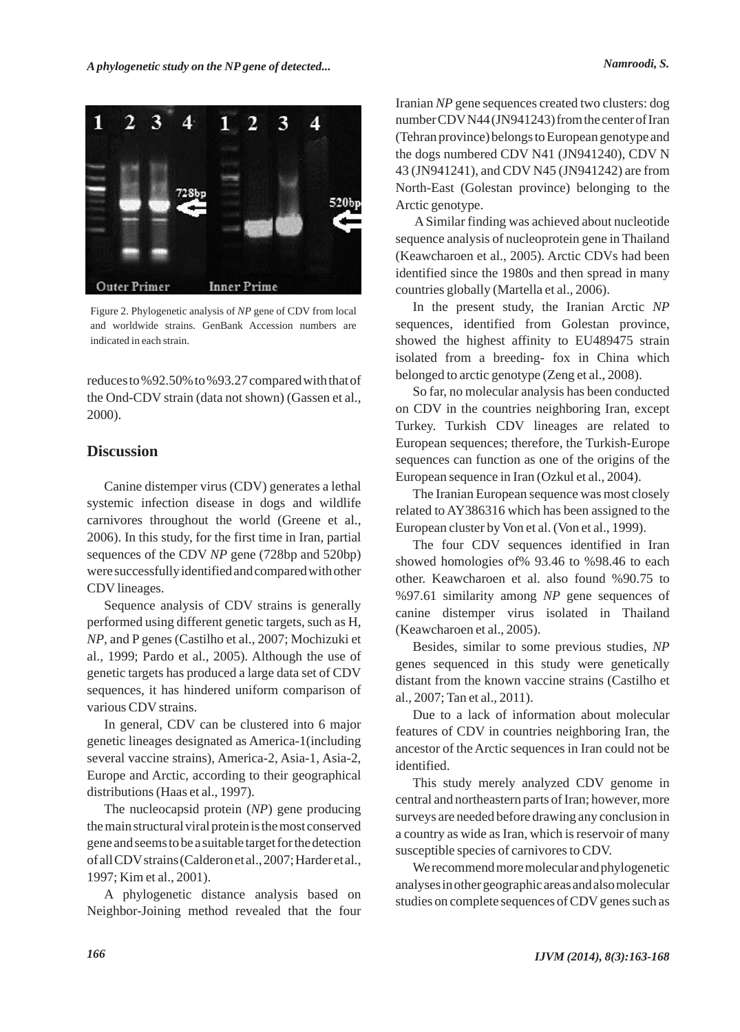Figure 2. Phylogenetic analysis of *NP* gene of CDV from local and worldwide strains. GenBank Accession numbers are indicated in each strain.

reduces to %92.50% to %93.27 compared with that of the Ond-CDV strain (data not shown) (Gassen et al., 2000).

## Discussion

Canine distemper virus (CDV) generates a lethal systemic infection disease in dogs and wildlife carnivores throughout the world (Greene et al., 2006). In this study, for the first time in Iran, partial sequences of the CDV *NP* gene (728bp and 520bp) were successfully identified and compared with other CDV lineages.

Sequence analysis of CDV strains is generally performed using different genetic targets, such as H, *NP*, and P genes (Castilho et al., 2007; Mochizuki et al., 1999; Pardo et al., 2005). Although the use of genetic targets has produced a large data set of CDV sequences, it has hindered uniform comparison of various CDV strains.

In general, CDV can be clustered into 6 major genetic lineages designated as America-1(including several vaccine strains), America-2, Asia-1, Asia-2, Europe and Arctic, according to their geographical distributions (Haas et al., 1997).

The nucleocapsid protein (*NP*) gene producing the main structural viral protein is the most conserved gene and seems to be a suitable target for the detection of all CDV strains (Calderon et al., 2007; Harder et al., 1997; Kim et al., 2001).

A phylogenetic distance analysis based on Neighbor-Joining method revealed that the four Iranian *NP* gene sequences created two clusters: dog number CDV N44 (JN941243) from the center of Iran (Tehran province) belongs to European genotype and the dogs numbered CDV N41 (JN941240), CDV N 43 (JN941241), and CDV N45 (JN941242) are from North-East (Golestan province) belonging to the Arctic genotype.

A Similar finding was achieved about nucleotide sequence analysis of nucleoprotein gene in Thailand (Keawcharoen et al., 2005). Arctic CDVs had been identified since the 1980s and then spread in many countries globally (Martella et al., 2006).

In the present study, the Iranian Arctic *NP* sequences, identified from Golestan province, showed the highest affinity to EU489475 strain isolated from a breeding- fox in China which belonged to arctic genotype (Zeng et al., 2008).

So far, no molecular analysis has been conducted on CDV in the countries neighboring Iran, except Turkey. Turkish CDV lineages are related to European sequences; therefore, the Turkish-Europe sequences can function as one of the origins of the European sequence in Iran (Ozkul et al., 2004).

The Iranian European sequence was most closely related to AY386316 which has been assigned to the European cluster by Von et al. (Von et al., 1999).

The four CDV sequences identified in Iran showed homologies of% 93.46 to %98.46 to each other. Keawcharoen et al. also found %90.75 to %97.61 similarity among *NP* gene sequences of canine distemper virus isolated in Thailand (Keawcharoen et al., 2005).

Besides, similar to some previous studies, *NP* genes sequenced in this study were genetically distant from the known vaccine strains (Castilho et al., 2007; Tan et al., 2011).

Due to a lack of information about molecular features of CDV in countries neighboring Iran, the ancestor of the Arctic sequences in Iran could not be identified.

This study merely analyzed CDV genome in central and northeastern parts of Iran; however, more surveys are needed before drawing any conclusion in a country as wide as Iran, which is reservoir of many susceptible species of carnivores to CDV.

We recommend more molecular and phylogenetic analyses in other geographic areas and also molecular studies on complete sequences of CDV genes such as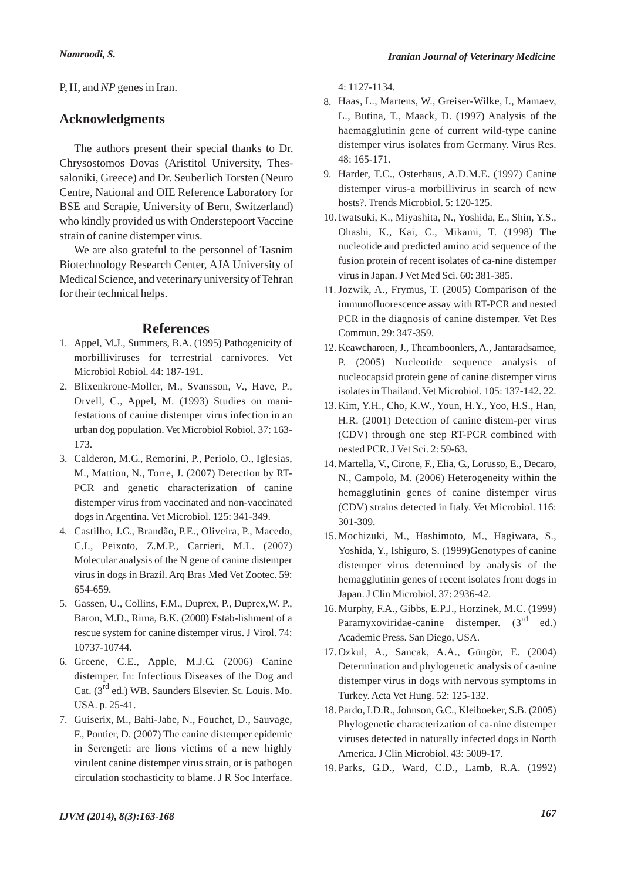P, H, and *NP* genes in Iran.

## Acknowledgments

The authors present their special thanks to Dr. Chrysostomos Dovas (Aristitol University, Thessaloniki, Greece) and Dr. Seuberlich Torsten (Neuro Centre, National and OIE Reference Laboratory for BSE and Scrapie, University of Bern, Switzerland) who kindly provided us with Onderstepoort Vaccine strain of canine distemper virus.

We are also grateful to the personnel of Tasnim Biotechnology Research Center, AJA University of Medical Science, and veterinary university of Tehran for their technical helps.

## References

1. Appel, M.J., Summers, B.A. (1995) Pathogenicity of morbilliviruses for terrestrial carnivores. Vet Microbiol Robiol. 44: 187-191.
2. Blixenkrone-Moller, M., Svansson, V., Have, P., Orvell, C., Appel, M. (1993) Studies on manifestations of canine distemper virus infection in an urban dog population. Vet Microbiol Robiol. 37: 163-173.
3. Calderon, M.G., Remorini, P., Periolo, O., Iglesias, M., Mattion, N., Torre, J. (2007) Detection by RT-PCR and genetic characterization of canine distemper virus from vaccinated and non-vaccinated dogs in Argentina. Vet Microbiol. 125: 341-349.
4. Castilho, J.G., Brandão, P.E., Oliveira, P., Macedo, C.I., Peixoto, Z.M.P., Carrieri, M.L. (2007) Molecular analysis of the N gene of canine distemper virus in dogs in Brazil. Arq Bras Med Vet Zootec. 59: 654-659.
5. Gassen, U., Collins, F.M., Duprex, P., Duprex,W. P., Baron, M.D., Rima, B.K. (2000) Estab-lishment of a rescue system for canine distemper virus. J Virol. 74: 10737-10744.
6. Greene, C.E., Apple, M.J.G. (2006) Canine distemper. In: Infectious Diseases of the Dog and Cat. (3rd ed.) WB. Saunders Elsevier. St. Louis. Mo. USA. p. 25-41.
7. Guiserix, M., Bahi-Jabe, N., Fouchet, D., Sauvage, F., Pontier, D. (2007) The canine distemper epidemic in Serengeti: are lions victims of a new highly virulent canine distemper virus strain, or is pathogen circulation stochasticity to blame. J R Soc Interface. 4: 1127-1134.
8. Haas, L., Martens, W., Greiser-Wilke, I., Mamaev, L., Butina, T., Maack, D. (1997) Analysis of the haemagglutinin gene of current wild-type canine distemper virus isolates from Germany. Virus Res. 48: 165-171.
9. Harder, T.C., Osterhaus, A.D.M.E. (1997) Canine distemper virus-a morbillivirus in search of new hosts?. Trends Microbiol. 5: 120-125.
10. Iwatsuki, K., Miyashita, N., Yoshida, E., Shin, Y.S., Ohashi, K., Kai, C., Mikami, T. (1998) The nucleotide and predicted amino acid sequence of the fusion protein of recent isolates of ca-nine distemper virus in Japan. J Vet Med Sci. 60: 381-385.
11. Jozwik, A., Frymus, T. (2005) Comparison of the immunofluorescence assay with RT-PCR and nested PCR in the diagnosis of canine distemper. Vet Res Commun. 29: 347-359.
12. Keawcharoen, J., Theamboonlers, A., Jantaradsamee, P. (2005) Nucleotide sequence analysis of nucleocapsid protein gene of canine distemper virus isolates in Thailand. Vet Microbiol. 105: 137-142. 22.
13. Kim, Y.H., Cho, K.W., Youn, H.Y., Yoo, H.S., Han, H.R. (2001) Detection of canine distem-per virus (CDV) through one step RT-PCR combined with nested PCR. J Vet Sci. 2: 59-63.
14. Martella, V., Cirone, F., Elia, G., Lorusso, E., Decaro, N., Campolo, M. (2006) Heterogeneity within the hemagglutinin genes of canine distemper virus (CDV) strains detected in Italy. Vet Microbiol. 116: 301-309.
15. Mochizuki, M., Hashimoto, M., Hagiwara, S., Yoshida, Y., Ishiguro, S. (1999)Genotypes of canine distemper virus determined by analysis of the hemagglutinin genes of recent isolates from dogs in Japan. J Clin Microbiol. 37: 2936-42.
16. Murphy, F.A., Gibbs, E.P.J., Horzinek, M.C. (1999) Paramyxoviridae-canine distemper. (3rd ed.) Academic Press. San Diego, USA.
17. Ozkul, A., Sancak, A.A., Güngör, E. (2004) Determination and phylogenetic analysis of ca-nine distemper virus in dogs with nervous symptoms in Turkey. Acta Vet Hung. 52: 125-132.
18. Pardo, I.D.R., Johnson, G.C., Kleiboeker, S.B. (2005) Phylogenetic characterization of ca-nine distemper viruses detected in naturally infected dogs in North America. J Clin Microbiol. 43: 5009-17.
19. Parks, G.D., Ward, C.D., Lamb, R.A. (1992)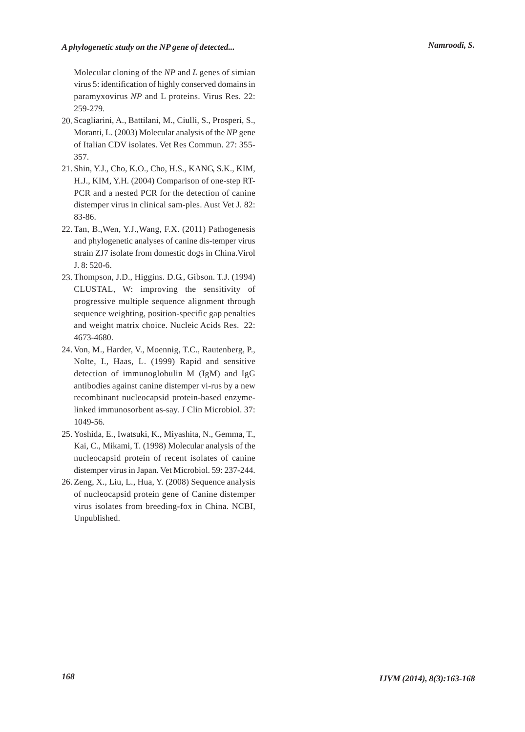Molecular cloning of the *NP* and *L* genes of simian virus 5: identification of highly conserved domains in paramyxovirus *NP* and L proteins. Virus Res. 22: 259-279.

20. Scagliarini, A., Battilani, M., Ciulli, S., Prosperi, S., Moranti, L. (2003) Molecular analysis of the *NP* gene of Italian CDV isolates. Vet Res Commun. 27: 355-357.
21. Shin, Y.J., Cho, K.O., Cho, H.S., KANG, S.K., KIM, H.J., KIM, Y.H. (2004) Comparison of one-step RT-PCR and a nested PCR for the detection of canine distemper virus in clinical sam-ples. Aust Vet J. 82: 83-86.
22. Tan, B.,Wen, Y.J.,Wang, F.X. (2011) Pathogenesis and phylogenetic analyses of canine dis-temper virus strain ZJ7 isolate from domestic dogs in China.Virol J. 8: 520-6.
23. Thompson, J.D., Higgins. D.G., Gibson. T.J. (1994) CLUSTAL, W: improving the sensitivity of progressive multiple sequence alignment through sequence weighting, position-specific gap penalties and weight matrix choice. Nucleic Acids Res. 22: 4673-4680.
24. Von, M., Harder, V., Moennig, T.C., Rautenberg, P., Nolte, I., Haas, L. (1999) Rapid and sensitive detection of immunoglobulin M (IgM) and IgG antibodies against canine distemper vi-rus by a new recombinant nucleocapsid protein-based enzyme-linked immunosorbent as-say. J Clin Microbiol. 37: 1049-56.
25. Yoshida, E., Iwatsuki, K., Miyashita, N., Gemma, T., Kai, C., Mikami, T. (1998) Molecular analysis of the nucleocapsid protein of recent isolates of canine distemper virus in Japan. Vet Microbiol. 59: 237-244.
26. Zeng, X., Liu, L., Hua, Y. (2008) Sequence analysis of nucleocapsid protein gene of Canine distemper virus isolates from breeding-fox in China. NCBI, Unpublished.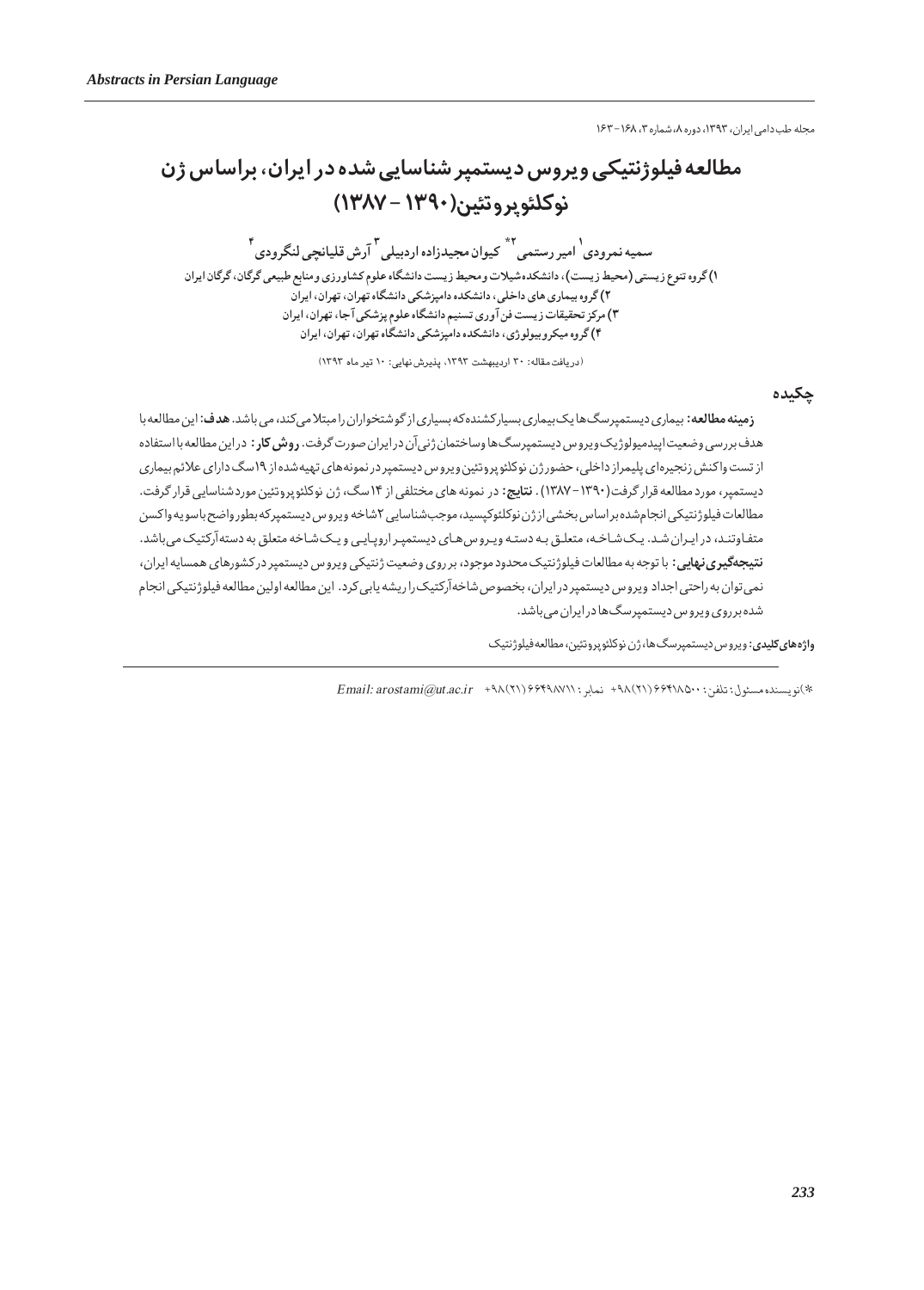# مطالعه فیلوژنتیکی ویروس دیستمپر شناسایی شده در ایران، براساس ژن نوکلئوپروتئین(۱۳۹۰ - ۱۳۸۷)

**سمیه نمرودی[۱] امیر رستمی[۲*] کیوان مجیدزاده اردبیلی[۳] آرش قلیانچی لنگرودی[۴]**

۱) گروه تنوع زیستی (محیط زیست)، دانشکده شیلات و محیط زیست دانشگاه علوم کشاورزی و منابع طبیعی گرگان، گرگان ایران
۲) گروه بیماری های داخلی، دانشکده دامپزشکی دانشگاه تهران، تهران، ایران
۳) مرکز تحقیقات زیست فن آوری تسنیم دانشگاه علوم پزشکی آجا، تهران، ایران
۴) گروه میکروبیولوژی، دانشکده دامپزشکی دانشگاه تهران، تهران، ایران

(دریافت مقاله: ۳۰ اردیبهشت ۱۳۹۳، پذیرش نهایی: ۱۰ تیر ماه ۱۳۹۳)

## چکیده

**زمینه مطالعه:** بیماری دیستمپرسگ ها یک بیماری بسیارکشنده که بسیاری از گوشتخواران را مبتلا می کند، می باشد. **هدف:** این مطالعه با هدف بررسی وضعیت اپیدمیولوژیک ویروس دیستمپرسگ ها وساختمان ژنی آن در ایران صورت گرفت. **روش کار:** در این مطالعه با استفاده از تست واکنش زنجیره ای پلیمراز داخلی، حضور ژن نوکلئو پروتئین ویروس دیستمپر در نمونه های تهیه شده از ۱۹ سگ دارای علائم بیماری دیستمپر، مورد مطالعه قرار گرفت (۱۳۹۰ - ۱۳۸۷). **نتایج:** در نمونه های مختلفی از ۱۴ سگ، ژن نوکلئو پروتئین مورد شناسایی قرار گرفت. مطالعات فیلوژنتیکی انجام شده بر اساس بخشی از ژن نوکلئوکپسید، موجب شناسایی ۲ شاخه ویروس دیستمپر که بطور واضح با سویه واکسن متفاوتند، در ایران شد. یک شاخه، متعلق به دسته ویروس های دیستمپر اروپایی و یک شاخه متعلق به دسته آرکتیک می باشد. **نتیجه گیری نهایی:** با توجه به مطالعات فیلوژنتیک محدود موجود، بر روی وضعیت ژنتیکی ویروس دیستمپر در کشورهای همسایه ایران، نمی توان به راحتی اجداد ویروس دیستمپر در ایران، بخصوص شاخه آرکتیک را ریشه یابی کرد. این مطالعه اولین مطالعه فیلوژنتیکی انجام شده بر روی ویروس دیستمپر سگ ها در ایران می باشد.

**واژه های کلیدی:** ویروس دیستمپرسگ ها، ژن نوکلئوپروتئین، مطالعه فیلوژنتیک

*) نویسنده مسئول: تلفن: ۶۶۴۱۸۵۰۰ (۲۱) ۹۸+ نمابر: ۶۶۴۹۸۷۱۱ (۲۱) ۹۸+ *Email: arostami@ut.ac.ir*